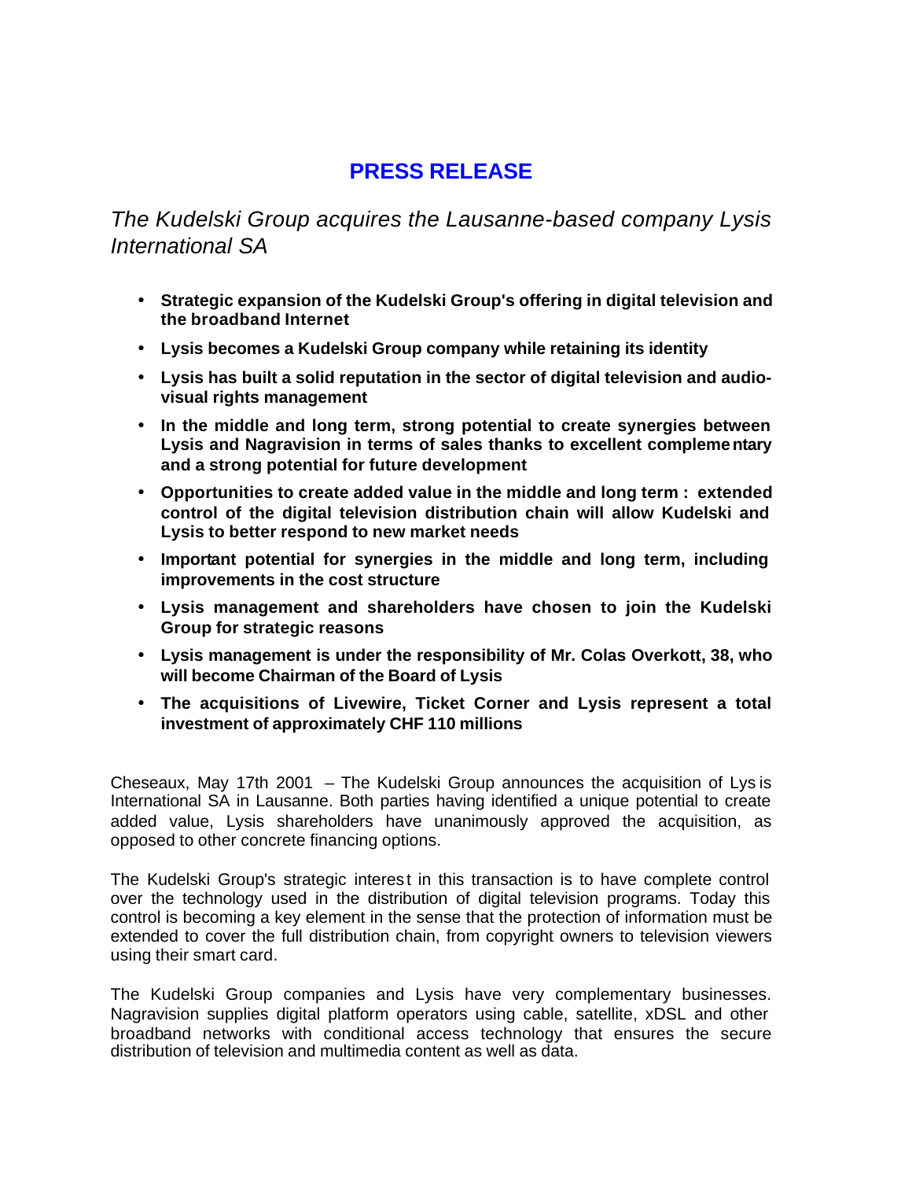# PRESS RELEASE

*The Kudelski Group acquires the Lausanne-based company Lysis International SA*

- **Strategic expansion of the Kudelski Group's offering in digital television and the broadband Internet**
- **Lysis becomes a Kudelski Group company while retaining its identity**
- **Lysis has built a solid reputation in the sector of digital television and audio-visual rights management**
- **In the middle and long term, strong potential to create synergies between Lysis and Nagravision in terms of sales thanks to excellent complementary and a strong potential for future development**
- **Opportunities to create added value in the middle and long term : extended control of the digital television distribution chain will allow Kudelski and Lysis to better respond to new market needs**
- **Important potential for synergies in the middle and long term, including improvements in the cost structure**
- **Lysis management and shareholders have chosen to join the Kudelski Group for strategic reasons**
- **Lysis management is under the responsibility of Mr. Colas Overkott, 38, who will become Chairman of the Board of Lysis**
- **The acquisitions of Livewire, Ticket Corner and Lysis represent a total investment of approximately CHF 110 millions**

Cheseaux, May 17th 2001 – The Kudelski Group announces the acquisition of Lysis International SA in Lausanne. Both parties having identified a unique potential to create added value, Lysis shareholders have unanimously approved the acquisition, as opposed to other concrete financing options.

The Kudelski Group's strategic interest in this transaction is to have complete control over the technology used in the distribution of digital television programs. Today this control is becoming a key element in the sense that the protection of information must be extended to cover the full distribution chain, from copyright owners to television viewers using their smart card.

The Kudelski Group companies and Lysis have very complementary businesses. Nagravision supplies digital platform operators using cable, satellite, xDSL and other broadband networks with conditional access technology that ensures the secure distribution of television and multimedia content as well as data.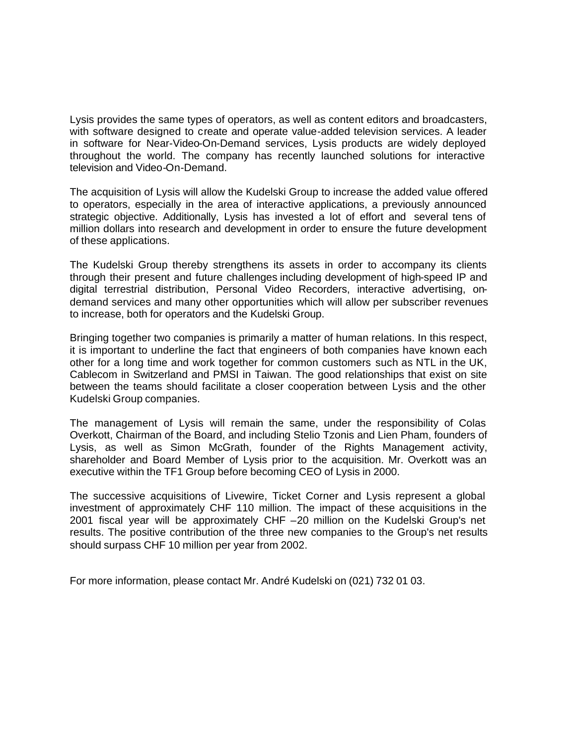Lysis provides the same types of operators, as well as content editors and broadcasters, with software designed to create and operate value-added television services. A leader in software for Near-Video-On-Demand services, Lysis products are widely deployed throughout the world. The company has recently launched solutions for interactive television and Video-On-Demand.

The acquisition of Lysis will allow the Kudelski Group to increase the added value offered to operators, especially in the area of interactive applications, a previously announced strategic objective. Additionally, Lysis has invested a lot of effort and several tens of million dollars into research and development in order to ensure the future development of these applications.

The Kudelski Group thereby strengthens its assets in order to accompany its clients through their present and future challenges including development of high-speed IP and digital terrestrial distribution, Personal Video Recorders, interactive advertising, on-demand services and many other opportunities which will allow per subscriber revenues to increase, both for operators and the Kudelski Group.

Bringing together two companies is primarily a matter of human relations. In this respect, it is important to underline the fact that engineers of both companies have known each other for a long time and work together for common customers such as NTL in the UK, Cablecom in Switzerland and PMSI in Taiwan. The good relationships that exist on site between the teams should facilitate a closer cooperation between Lysis and the other Kudelski Group companies.

The management of Lysis will remain the same, under the responsibility of Colas Overkott, Chairman of the Board, and including Stelio Tzonis and Lien Pham, founders of Lysis, as well as Simon McGrath, founder of the Rights Management activity, shareholder and Board Member of Lysis prior to the acquisition. Mr. Overkott was an executive within the TF1 Group before becoming CEO of Lysis in 2000.

The successive acquisitions of Livewire, Ticket Corner and Lysis represent a global investment of approximately CHF 110 million. The impact of these acquisitions in the 2001 fiscal year will be approximately CHF –20 million on the Kudelski Group's net results. The positive contribution of the three new companies to the Group's net results should surpass CHF 10 million per year from 2002.

For more information, please contact Mr. André Kudelski on (021) 732 01 03.